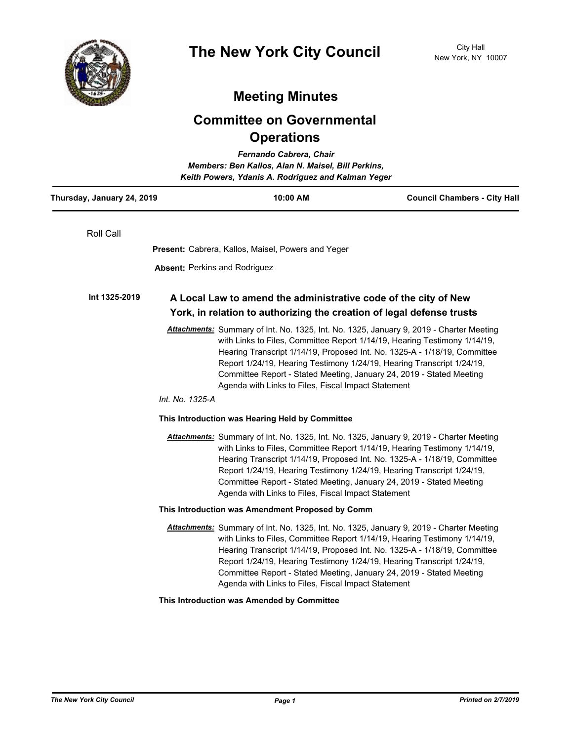# The New York City Council

City Hall
New York, NY 10007

## Meeting Minutes

## Committee on Governmental Operations

*Fernando Cabrera, Chair*
*Members: Ben Kallos, Alan N. Maisel, Bill Perkins, Keith Powers, Ydanis A. Rodriguez and Kalman Yeger*

| Thursday, January 24, 2019 | 10:00 AM | Council Chambers - City Hall |
|---|---|---|

Roll Call

**Present:** Cabrera, Kallos, Maisel, Powers and Yeger

**Absent:** Perkins and Rodriguez

**Int 1325-2019**

### A Local Law to amend the administrative code of the city of New York, in relation to authorizing the creation of legal defense trusts

***Attachments:*** Summary of Int. No. 1325, Int. No. 1325, January 9, 2019 - Charter Meeting with Links to Files, Committee Report 1/14/19, Hearing Testimony 1/14/19, Hearing Transcript 1/14/19, Proposed Int. No. 1325-A - 1/18/19, Committee Report 1/24/19, Hearing Testimony 1/24/19, Hearing Transcript 1/24/19, Committee Report - Stated Meeting, January 24, 2019 - Stated Meeting Agenda with Links to Files, Fiscal Impact Statement

*Int. No. 1325-A*

**This Introduction was Hearing Held by Committee**

***Attachments:*** Summary of Int. No. 1325, Int. No. 1325, January 9, 2019 - Charter Meeting with Links to Files, Committee Report 1/14/19, Hearing Testimony 1/14/19, Hearing Transcript 1/14/19, Proposed Int. No. 1325-A - 1/18/19, Committee Report 1/24/19, Hearing Testimony 1/24/19, Hearing Transcript 1/24/19, Committee Report - Stated Meeting, January 24, 2019 - Stated Meeting Agenda with Links to Files, Fiscal Impact Statement

**This Introduction was Amendment Proposed by Comm**

***Attachments:*** Summary of Int. No. 1325, Int. No. 1325, January 9, 2019 - Charter Meeting with Links to Files, Committee Report 1/14/19, Hearing Testimony 1/14/19, Hearing Transcript 1/14/19, Proposed Int. No. 1325-A - 1/18/19, Committee Report 1/24/19, Hearing Testimony 1/24/19, Hearing Transcript 1/24/19, Committee Report - Stated Meeting, January 24, 2019 - Stated Meeting Agenda with Links to Files, Fiscal Impact Statement

**This Introduction was Amended by Committee**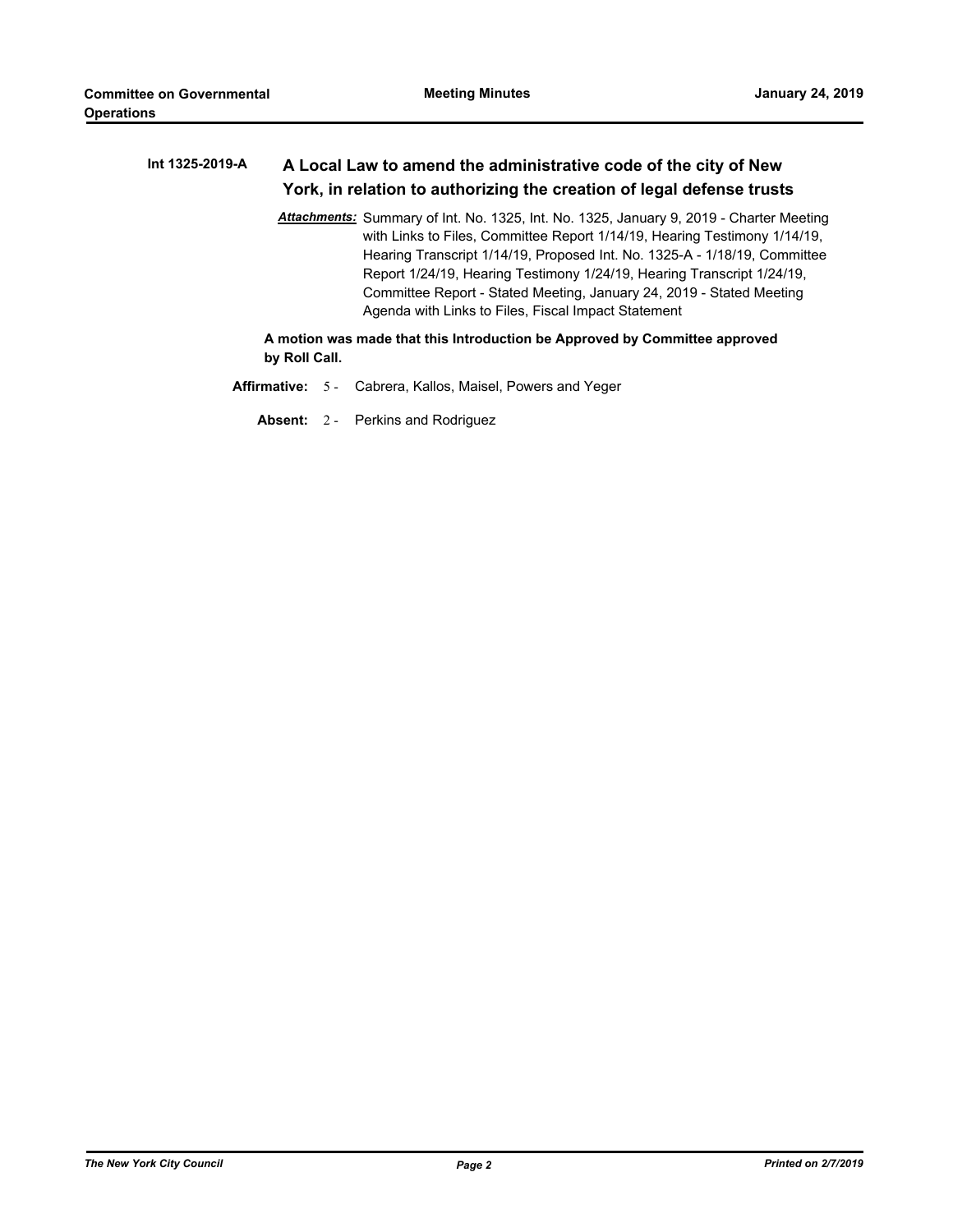**Int 1325-2019-A** **A Local Law to amend the administrative code of the city of New York, in relation to authorizing the creation of legal defense trusts**

***Attachments:*** Summary of Int. No. 1325, Int. No. 1325, January 9, 2019 - Charter Meeting with Links to Files, Committee Report 1/14/19, Hearing Testimony 1/14/19, Hearing Transcript 1/14/19, Proposed Int. No. 1325-A - 1/18/19, Committee Report 1/24/19, Hearing Testimony 1/24/19, Hearing Transcript 1/24/19, Committee Report - Stated Meeting, January 24, 2019 - Stated Meeting Agenda with Links to Files, Fiscal Impact Statement

**A motion was made that this Introduction be Approved by Committee approved by Roll Call.**

**Affirmative:** 5 - Cabrera, Kallos, Maisel, Powers and Yeger

**Absent:** 2 - Perkins and Rodriguez